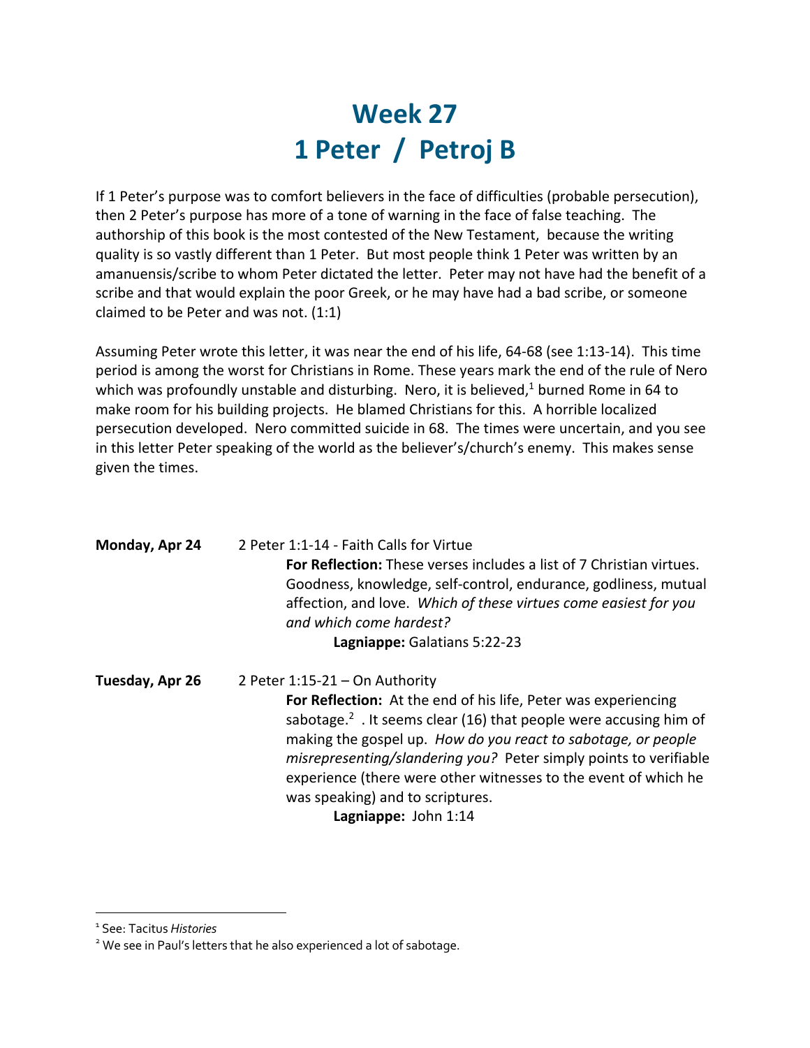# Week 27
# 1 Peter / Petroj B

If 1 Peter's purpose was to comfort believers in the face of difficulties (probable persecution), then 2 Peter's purpose has more of a tone of warning in the face of false teaching. The authorship of this book is the most contested of the New Testament, because the writing quality is so vastly different than 1 Peter. But most people think 1 Peter was written by an amanuensis/scribe to whom Peter dictated the letter. Peter may not have had the benefit of a scribe and that would explain the poor Greek, or he may have had a bad scribe, or someone claimed to be Peter and was not. (1:1)

Assuming Peter wrote this letter, it was near the end of his life, 64-68 (see 1:13-14). This time period is among the worst for Christians in Rome. These years mark the end of the rule of Nero which was profoundly unstable and disturbing. Nero, it is believed,[1] burned Rome in 64 to make room for his building projects. He blamed Christians for this. A horrible localized persecution developed. Nero committed suicide in 68. The times were uncertain, and you see in this letter Peter speaking of the world as the believer's/church's enemy. This makes sense given the times.

**Monday, Apr 24** 2 Peter 1:1-14 - Faith Calls for Virtue

**For Reflection:** These verses includes a list of 7 Christian virtues. Goodness, knowledge, self-control, endurance, godliness, mutual affection, and love. *Which of these virtues come easiest for you and which come hardest?*

**Lagniappe:** Galatians 5:22-23

**Tuesday, Apr 26** 2 Peter 1:15-21 – On Authority

**For Reflection:** At the end of his life, Peter was experiencing sabotage.[2] . It seems clear (16) that people were accusing him of making the gospel up. *How do you react to sabotage, or people misrepresenting/slandering you?* Peter simply points to verifiable experience (there were other witnesses to the event of which he was speaking) and to scriptures.

**Lagniappe:** John 1:14

---

[1] See: Tacitus *Histories*

[2] We see in Paul's letters that he also experienced a lot of sabotage.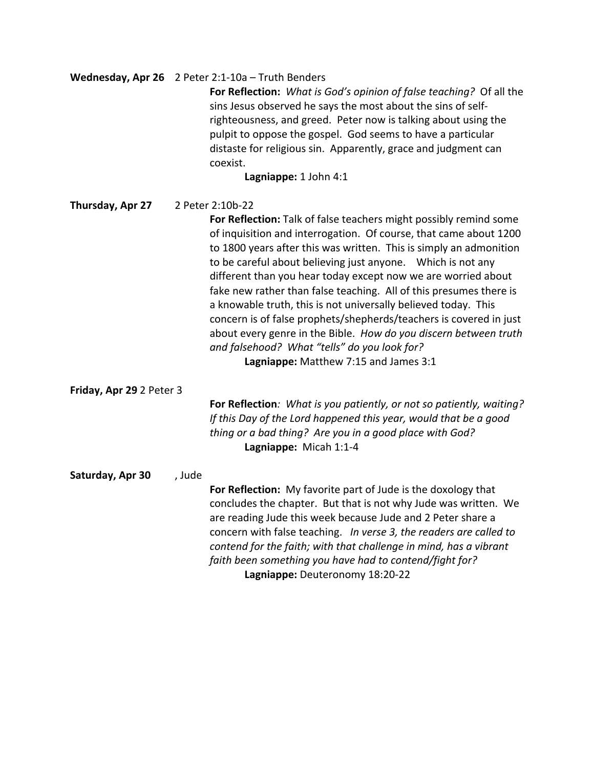**Wednesday, Apr 26** 2 Peter 2:1-10a – Truth Benders

**For Reflection:** *What is God's opinion of false teaching?* Of all the sins Jesus observed he says the most about the sins of self-righteousness, and greed. Peter now is talking about using the pulpit to oppose the gospel. God seems to have a particular distaste for religious sin. Apparently, grace and judgment can coexist.

**Lagniappe:** 1 John 4:1

**Thursday, Apr 27** 2 Peter 2:10b-22

**For Reflection:** Talk of false teachers might possibly remind some of inquisition and interrogation. Of course, that came about 1200 to 1800 years after this was written. This is simply an admonition to be careful about believing just anyone. Which is not any different than you hear today except now we are worried about fake new rather than false teaching. All of this presumes there is a knowable truth, this is not universally believed today. This concern is of false prophets/shepherds/teachers is covered in just about every genre in the Bible. *How do you discern between truth and falsehood? What "tells" do you look for?*

**Lagniappe:** Matthew 7:15 and James 3:1

**Friday, Apr 29** 2 Peter 3

**For Reflection***: What is you patiently, or not so patiently, waiting? If this Day of the Lord happened this year, would that be a good thing or a bad thing? Are you in a good place with God?*

**Lagniappe:** Micah 1:1-4

**Saturday, Apr 30** , Jude

**For Reflection:** My favorite part of Jude is the doxology that concludes the chapter. But that is not why Jude was written. We are reading Jude this week because Jude and 2 Peter share a concern with false teaching. *In verse 3, the readers are called to contend for the faith; with that challenge in mind, has a vibrant faith been something you have had to contend/fight for?*

**Lagniappe:** Deuteronomy 18:20-22